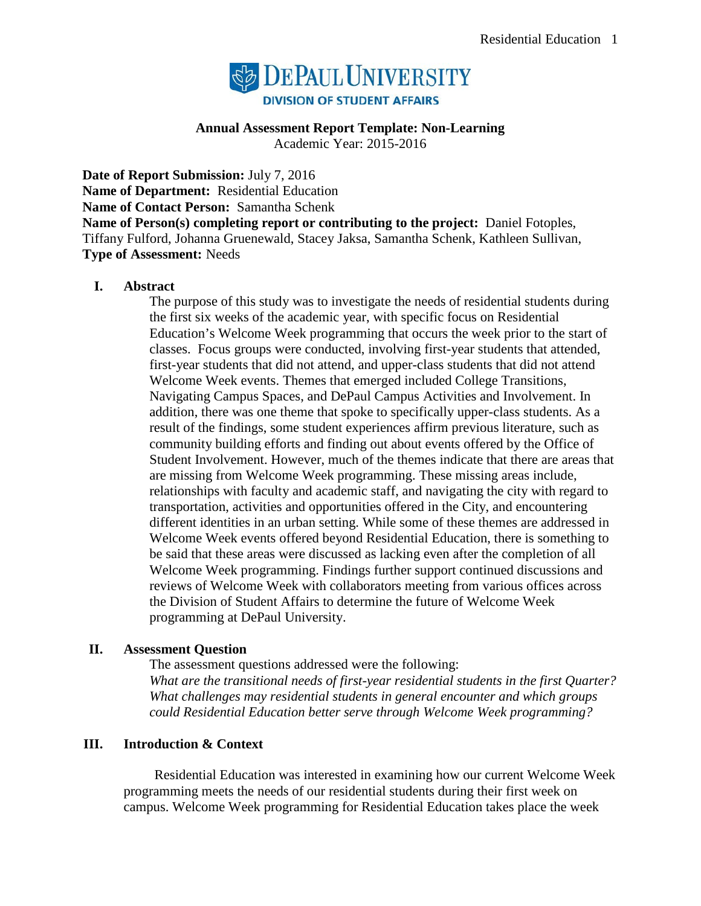DePaul University
Division of Student Affairs

**Annual Assessment Report Template: Non-Learning**
Academic Year: 2015-2016

**Date of Report Submission:** July 7, 2016
**Name of Department:** Residential Education
**Name of Contact Person:** Samantha Schenk
**Name of Person(s) completing report or contributing to the project:** Daniel Fotoples, Tiffany Fulford, Johanna Gruenewald, Stacey Jaksa, Samantha Schenk, Kathleen Sullivan,
**Type of Assessment:** Needs

## I. Abstract

The purpose of this study was to investigate the needs of residential students during the first six weeks of the academic year, with specific focus on Residential Education's Welcome Week programming that occurs the week prior to the start of classes. Focus groups were conducted, involving first-year students that attended, first-year students that did not attend, and upper-class students that did not attend Welcome Week events. Themes that emerged included College Transitions, Navigating Campus Spaces, and DePaul Campus Activities and Involvement. In addition, there was one theme that spoke to specifically upper-class students. As a result of the findings, some student experiences affirm previous literature, such as community building efforts and finding out about events offered by the Office of Student Involvement. However, much of the themes indicate that there are areas that are missing from Welcome Week programming. These missing areas include, relationships with faculty and academic staff, and navigating the city with regard to transportation, activities and opportunities offered in the City, and encountering different identities in an urban setting. While some of these themes are addressed in Welcome Week events offered beyond Residential Education, there is something to be said that these areas were discussed as lacking even after the completion of all Welcome Week programming. Findings further support continued discussions and reviews of Welcome Week with collaborators meeting from various offices across the Division of Student Affairs to determine the future of Welcome Week programming at DePaul University.

## II. Assessment Question

The assessment questions addressed were the following:
*What are the transitional needs of first-year residential students in the first Quarter? What challenges may residential students in general encounter and which groups could Residential Education better serve through Welcome Week programming?*

## III. Introduction & Context

Residential Education was interested in examining how our current Welcome Week programming meets the needs of our residential students during their first week on campus. Welcome Week programming for Residential Education takes place the week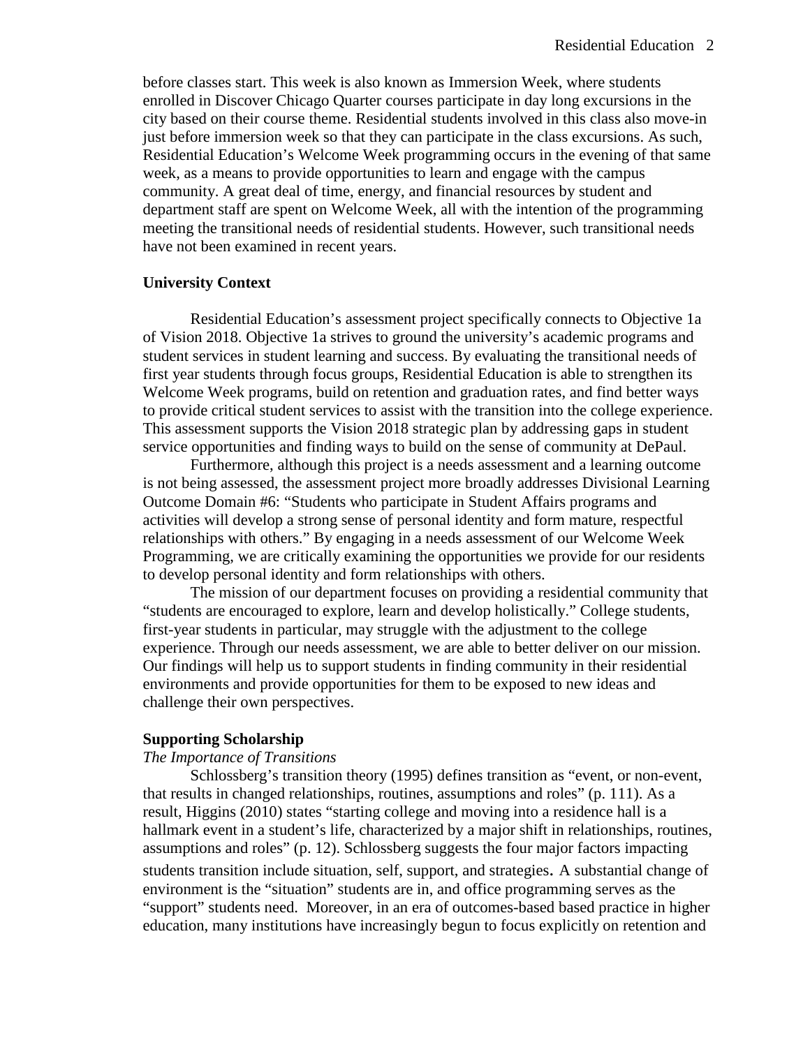before classes start. This week is also known as Immersion Week, where students enrolled in Discover Chicago Quarter courses participate in day long excursions in the city based on their course theme. Residential students involved in this class also move-in just before immersion week so that they can participate in the class excursions. As such, Residential Education's Welcome Week programming occurs in the evening of that same week, as a means to provide opportunities to learn and engage with the campus community. A great deal of time, energy, and financial resources by student and department staff are spent on Welcome Week, all with the intention of the programming meeting the transitional needs of residential students. However, such transitional needs have not been examined in recent years.

**University Context**

Residential Education's assessment project specifically connects to Objective 1a of Vision 2018. Objective 1a strives to ground the university's academic programs and student services in student learning and success. By evaluating the transitional needs of first year students through focus groups, Residential Education is able to strengthen its Welcome Week programs, build on retention and graduation rates, and find better ways to provide critical student services to assist with the transition into the college experience. This assessment supports the Vision 2018 strategic plan by addressing gaps in student service opportunities and finding ways to build on the sense of community at DePaul.

Furthermore, although this project is a needs assessment and a learning outcome is not being assessed, the assessment project more broadly addresses Divisional Learning Outcome Domain #6: "Students who participate in Student Affairs programs and activities will develop a strong sense of personal identity and form mature, respectful relationships with others." By engaging in a needs assessment of our Welcome Week Programming, we are critically examining the opportunities we provide for our residents to develop personal identity and form relationships with others.

The mission of our department focuses on providing a residential community that "students are encouraged to explore, learn and develop holistically." College students, first-year students in particular, may struggle with the adjustment to the college experience. Through our needs assessment, we are able to better deliver on our mission. Our findings will help us to support students in finding community in their residential environments and provide opportunities for them to be exposed to new ideas and challenge their own perspectives.

**Supporting Scholarship**

*The Importance of Transitions*

Schlossberg's transition theory (1995) defines transition as "event, or non-event, that results in changed relationships, routines, assumptions and roles" (p. 111). As a result, Higgins (2010) states "starting college and moving into a residence hall is a hallmark event in a student's life, characterized by a major shift in relationships, routines, assumptions and roles" (p. 12). Schlossberg suggests the four major factors impacting students transition include situation, self, support, and strategies. A substantial change of environment is the "situation" students are in, and office programming serves as the "support" students need. Moreover, in an era of outcomes-based based practice in higher education, many institutions have increasingly begun to focus explicitly on retention and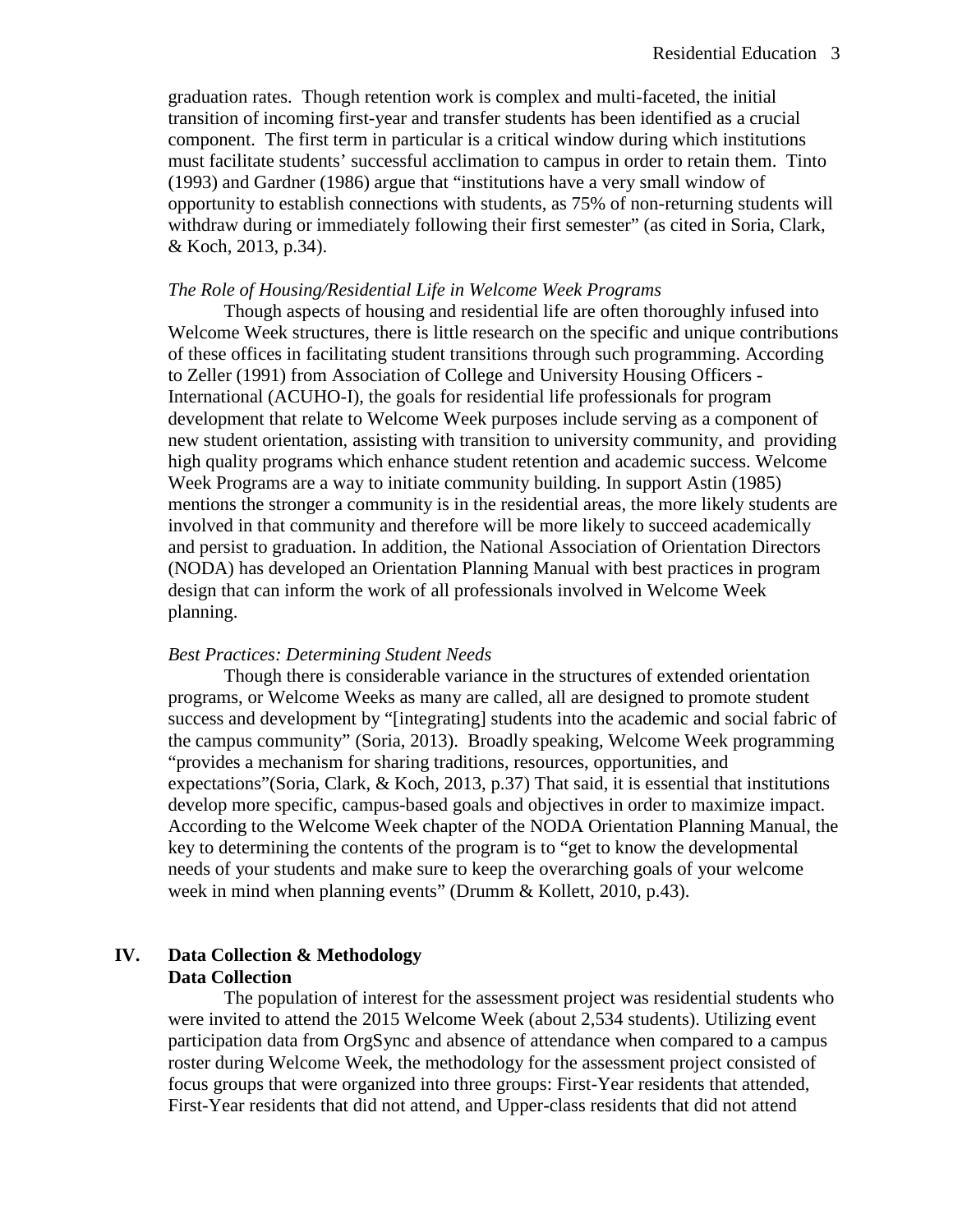graduation rates. Though retention work is complex and multi-faceted, the initial transition of incoming first-year and transfer students has been identified as a crucial component. The first term in particular is a critical window during which institutions must facilitate students' successful acclimation to campus in order to retain them. Tinto (1993) and Gardner (1986) argue that "institutions have a very small window of opportunity to establish connections with students, as 75% of non-returning students will withdraw during or immediately following their first semester" (as cited in Soria, Clark, & Koch, 2013, p.34).

*The Role of Housing/Residential Life in Welcome Week Programs*

Though aspects of housing and residential life are often thoroughly infused into Welcome Week structures, there is little research on the specific and unique contributions of these offices in facilitating student transitions through such programming. According to Zeller (1991) from Association of College and University Housing Officers - International (ACUHO-I), the goals for residential life professionals for program development that relate to Welcome Week purposes include serving as a component of new student orientation, assisting with transition to university community, and providing high quality programs which enhance student retention and academic success. Welcome Week Programs are a way to initiate community building. In support Astin (1985) mentions the stronger a community is in the residential areas, the more likely students are involved in that community and therefore will be more likely to succeed academically and persist to graduation. In addition, the National Association of Orientation Directors (NODA) has developed an Orientation Planning Manual with best practices in program design that can inform the work of all professionals involved in Welcome Week planning.

*Best Practices: Determining Student Needs*

Though there is considerable variance in the structures of extended orientation programs, or Welcome Weeks as many are called, all are designed to promote student success and development by "[integrating] students into the academic and social fabric of the campus community" (Soria, 2013). Broadly speaking, Welcome Week programming "provides a mechanism for sharing traditions, resources, opportunities, and expectations"(Soria, Clark, & Koch, 2013, p.37) That said, it is essential that institutions develop more specific, campus-based goals and objectives in order to maximize impact. According to the Welcome Week chapter of the NODA Orientation Planning Manual, the key to determining the contents of the program is to "get to know the developmental needs of your students and make sure to keep the overarching goals of your welcome week in mind when planning events" (Drumm & Kollett, 2010, p.43).

## IV. Data Collection & Methodology

### Data Collection

The population of interest for the assessment project was residential students who were invited to attend the 2015 Welcome Week (about 2,534 students). Utilizing event participation data from OrgSync and absence of attendance when compared to a campus roster during Welcome Week, the methodology for the assessment project consisted of focus groups that were organized into three groups: First-Year residents that attended, First-Year residents that did not attend, and Upper-class residents that did not attend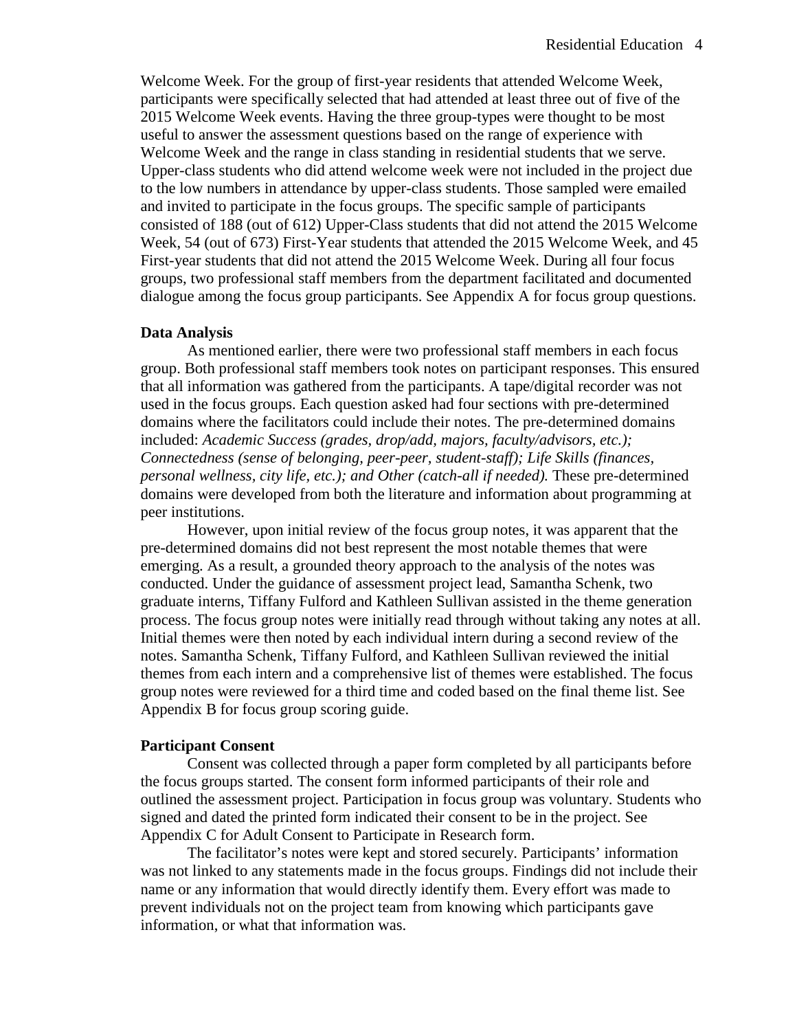Welcome Week. For the group of first-year residents that attended Welcome Week, participants were specifically selected that had attended at least three out of five of the 2015 Welcome Week events. Having the three group-types were thought to be most useful to answer the assessment questions based on the range of experience with Welcome Week and the range in class standing in residential students that we serve. Upper-class students who did attend welcome week were not included in the project due to the low numbers in attendance by upper-class students. Those sampled were emailed and invited to participate in the focus groups. The specific sample of participants consisted of 188 (out of 612) Upper-Class students that did not attend the 2015 Welcome Week, 54 (out of 673) First-Year students that attended the 2015 Welcome Week, and 45 First-year students that did not attend the 2015 Welcome Week. During all four focus groups, two professional staff members from the department facilitated and documented dialogue among the focus group participants. See Appendix A for focus group questions.

**Data Analysis**

As mentioned earlier, there were two professional staff members in each focus group. Both professional staff members took notes on participant responses. This ensured that all information was gathered from the participants. A tape/digital recorder was not used in the focus groups. Each question asked had four sections with pre-determined domains where the facilitators could include their notes. The pre-determined domains included: *Academic Success (grades, drop/add, majors, faculty/advisors, etc.); Connectedness (sense of belonging, peer-peer, student-staff); Life Skills (finances, personal wellness, city life, etc.); and Other (catch-all if needed).* These pre-determined domains were developed from both the literature and information about programming at peer institutions.

However, upon initial review of the focus group notes, it was apparent that the pre-determined domains did not best represent the most notable themes that were emerging. As a result, a grounded theory approach to the analysis of the notes was conducted. Under the guidance of assessment project lead, Samantha Schenk, two graduate interns, Tiffany Fulford and Kathleen Sullivan assisted in the theme generation process. The focus group notes were initially read through without taking any notes at all. Initial themes were then noted by each individual intern during a second review of the notes. Samantha Schenk, Tiffany Fulford, and Kathleen Sullivan reviewed the initial themes from each intern and a comprehensive list of themes were established. The focus group notes were reviewed for a third time and coded based on the final theme list. See Appendix B for focus group scoring guide.

**Participant Consent**

Consent was collected through a paper form completed by all participants before the focus groups started. The consent form informed participants of their role and outlined the assessment project. Participation in focus group was voluntary. Students who signed and dated the printed form indicated their consent to be in the project. See Appendix C for Adult Consent to Participate in Research form.

The facilitator's notes were kept and stored securely. Participants' information was not linked to any statements made in the focus groups. Findings did not include their name or any information that would directly identify them. Every effort was made to prevent individuals not on the project team from knowing which participants gave information, or what that information was.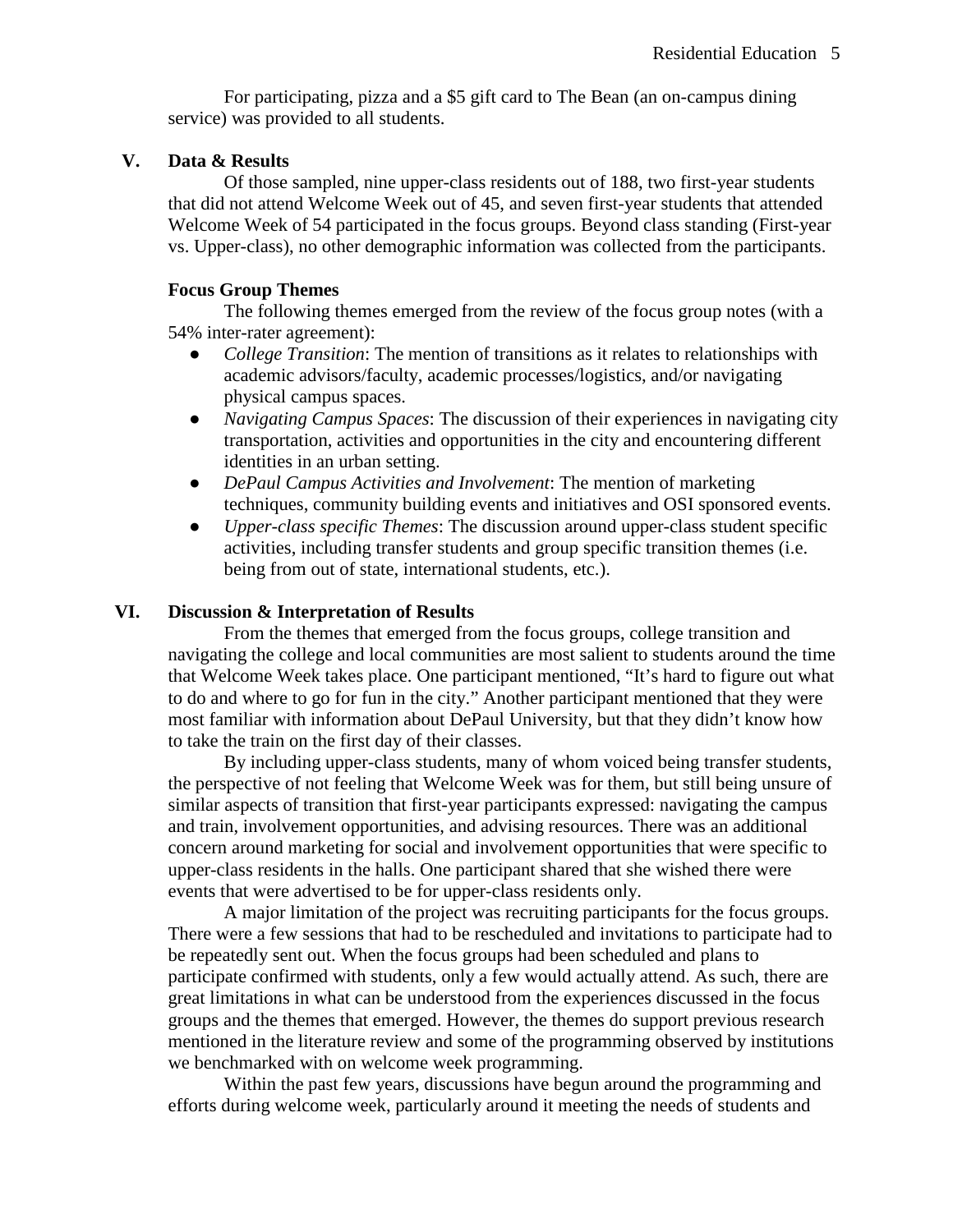For participating, pizza and a $5 gift card to The Bean (an on-campus dining service) was provided to all students.

## V. Data & Results

Of those sampled, nine upper-class residents out of 188, two first-year students that did not attend Welcome Week out of 45, and seven first-year students that attended Welcome Week of 54 participated in the focus groups. Beyond class standing (First-year vs. Upper-class), no other demographic information was collected from the participants.

### Focus Group Themes

The following themes emerged from the review of the focus group notes (with a 54% inter-rater agreement):

- *College Transition*: The mention of transitions as it relates to relationships with academic advisors/faculty, academic processes/logistics, and/or navigating physical campus spaces.
- *Navigating Campus Spaces*: The discussion of their experiences in navigating city transportation, activities and opportunities in the city and encountering different identities in an urban setting.
- *DePaul Campus Activities and Involvement*: The mention of marketing techniques, community building events and initiatives and OSI sponsored events.
- *Upper-class specific Themes*: The discussion around upper-class student specific activities, including transfer students and group specific transition themes (i.e. being from out of state, international students, etc.).

## VI. Discussion & Interpretation of Results

From the themes that emerged from the focus groups, college transition and navigating the college and local communities are most salient to students around the time that Welcome Week takes place. One participant mentioned, "It's hard to figure out what to do and where to go for fun in the city." Another participant mentioned that they were most familiar with information about DePaul University, but that they didn't know how to take the train on the first day of their classes.

By including upper-class students, many of whom voiced being transfer students, the perspective of not feeling that Welcome Week was for them, but still being unsure of similar aspects of transition that first-year participants expressed: navigating the campus and train, involvement opportunities, and advising resources. There was an additional concern around marketing for social and involvement opportunities that were specific to upper-class residents in the halls. One participant shared that she wished there were events that were advertised to be for upper-class residents only.

A major limitation of the project was recruiting participants for the focus groups. There were a few sessions that had to be rescheduled and invitations to participate had to be repeatedly sent out. When the focus groups had been scheduled and plans to participate confirmed with students, only a few would actually attend. As such, there are great limitations in what can be understood from the experiences discussed in the focus groups and the themes that emerged. However, the themes do support previous research mentioned in the literature review and some of the programming observed by institutions we benchmarked with on welcome week programming.

Within the past few years, discussions have begun around the programming and efforts during welcome week, particularly around it meeting the needs of students and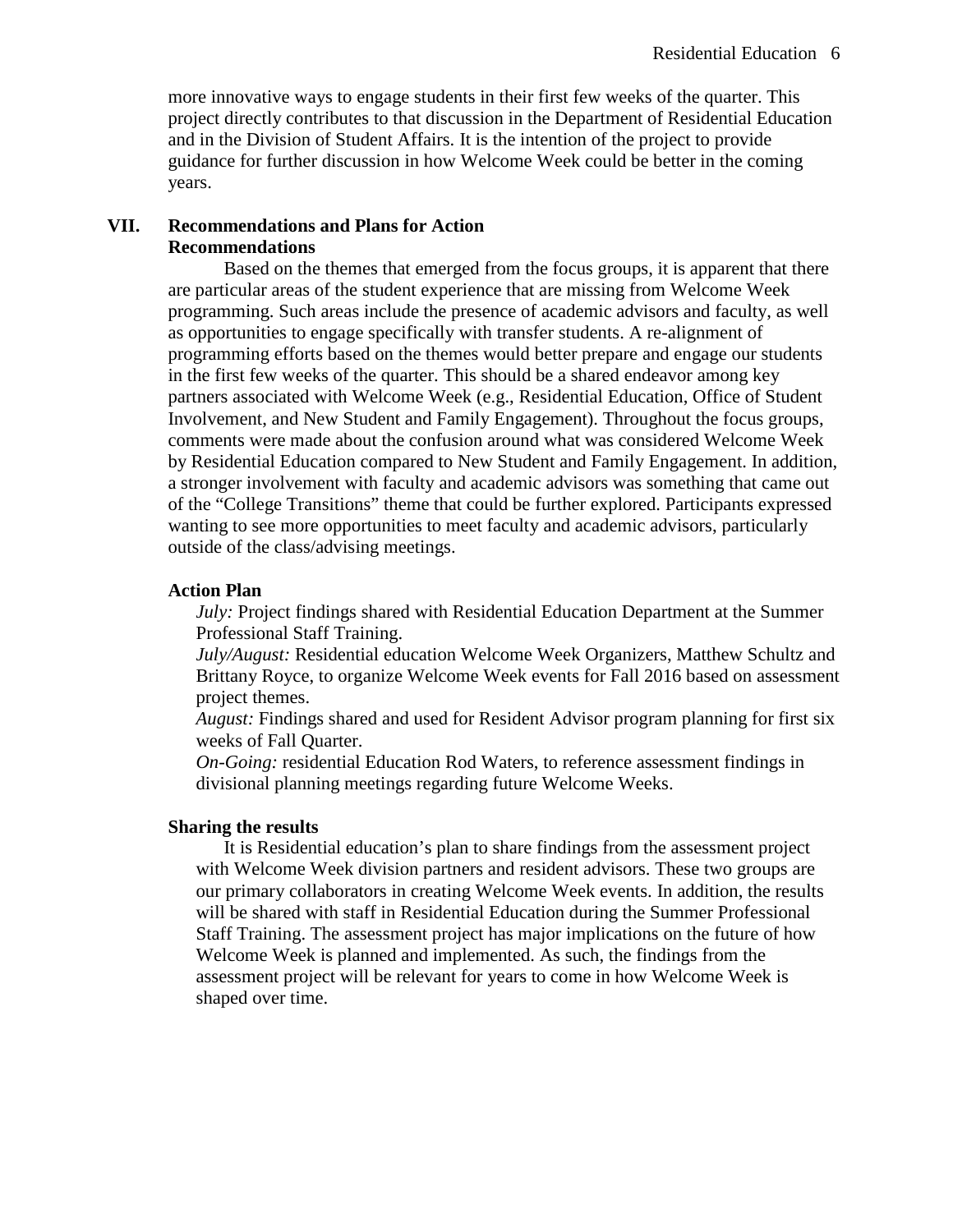more innovative ways to engage students in their first few weeks of the quarter. This project directly contributes to that discussion in the Department of Residential Education and in the Division of Student Affairs. It is the intention of the project to provide guidance for further discussion in how Welcome Week could be better in the coming years.

## VII. Recommendations and Plans for Action

### Recommendations

Based on the themes that emerged from the focus groups, it is apparent that there are particular areas of the student experience that are missing from Welcome Week programming. Such areas include the presence of academic advisors and faculty, as well as opportunities to engage specifically with transfer students. A re-alignment of programming efforts based on the themes would better prepare and engage our students in the first few weeks of the quarter. This should be a shared endeavor among key partners associated with Welcome Week (e.g., Residential Education, Office of Student Involvement, and New Student and Family Engagement). Throughout the focus groups, comments were made about the confusion around what was considered Welcome Week by Residential Education compared to New Student and Family Engagement. In addition, a stronger involvement with faculty and academic advisors was something that came out of the "College Transitions" theme that could be further explored. Participants expressed wanting to see more opportunities to meet faculty and academic advisors, particularly outside of the class/advising meetings.

### Action Plan

*July:* Project findings shared with Residential Education Department at the Summer Professional Staff Training.

*July/August:* Residential education Welcome Week Organizers, Matthew Schultz and Brittany Royce, to organize Welcome Week events for Fall 2016 based on assessment project themes.

*August:* Findings shared and used for Resident Advisor program planning for first six weeks of Fall Quarter.

*On-Going:* residential Education Rod Waters, to reference assessment findings in divisional planning meetings regarding future Welcome Weeks.

### Sharing the results

It is Residential education's plan to share findings from the assessment project with Welcome Week division partners and resident advisors. These two groups are our primary collaborators in creating Welcome Week events. In addition, the results will be shared with staff in Residential Education during the Summer Professional Staff Training. The assessment project has major implications on the future of how Welcome Week is planned and implemented. As such, the findings from the assessment project will be relevant for years to come in how Welcome Week is shaped over time.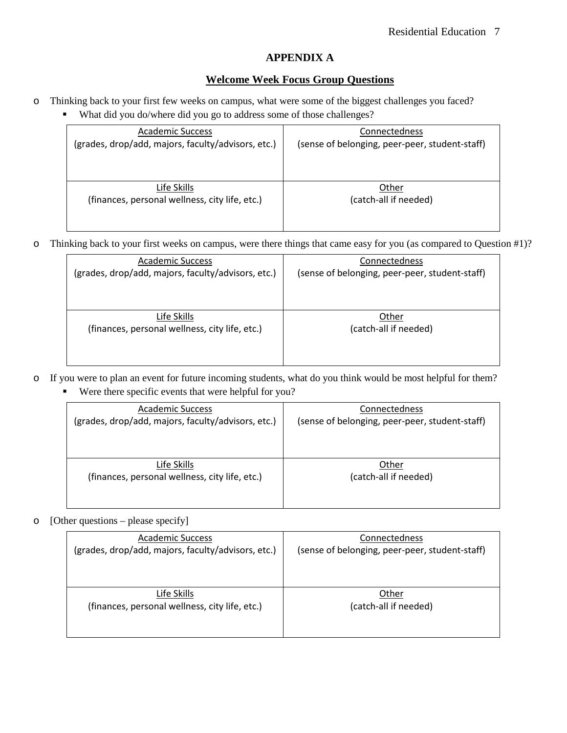# APPENDIX A

## Welcome Week Focus Group Questions

- Thinking back to your first few weeks on campus, what were some of the biggest challenges you faced?
  - What did you do/where did you go to address some of those challenges?

| Academic Success<br>(grades, drop/add, majors, faculty/advisors, etc.) | Connectedness<br>(sense of belonging, peer-peer, student-staff) |
|---|---|
| Life Skills<br>(finances, personal wellness, city life, etc.) | Other<br>(catch-all if needed) |

- Thinking back to your first weeks on campus, were there things that came easy for you (as compared to Question #1)?

| Academic Success<br>(grades, drop/add, majors, faculty/advisors, etc.) | Connectedness<br>(sense of belonging, peer-peer, student-staff) |
|---|---|
| Life Skills<br>(finances, personal wellness, city life, etc.) | Other<br>(catch-all if needed) |

- If you were to plan an event for future incoming students, what do you think would be most helpful for them?
  - Were there specific events that were helpful for you?

| Academic Success<br>(grades, drop/add, majors, faculty/advisors, etc.) | Connectedness<br>(sense of belonging, peer-peer, student-staff) |
|---|---|
| Life Skills<br>(finances, personal wellness, city life, etc.) | Other<br>(catch-all if needed) |

- [Other questions – please specify]

| Academic Success<br>(grades, drop/add, majors, faculty/advisors, etc.) | Connectedness<br>(sense of belonging, peer-peer, student-staff) |
|---|---|
| Life Skills<br>(finances, personal wellness, city life, etc.) | Other<br>(catch-all if needed) |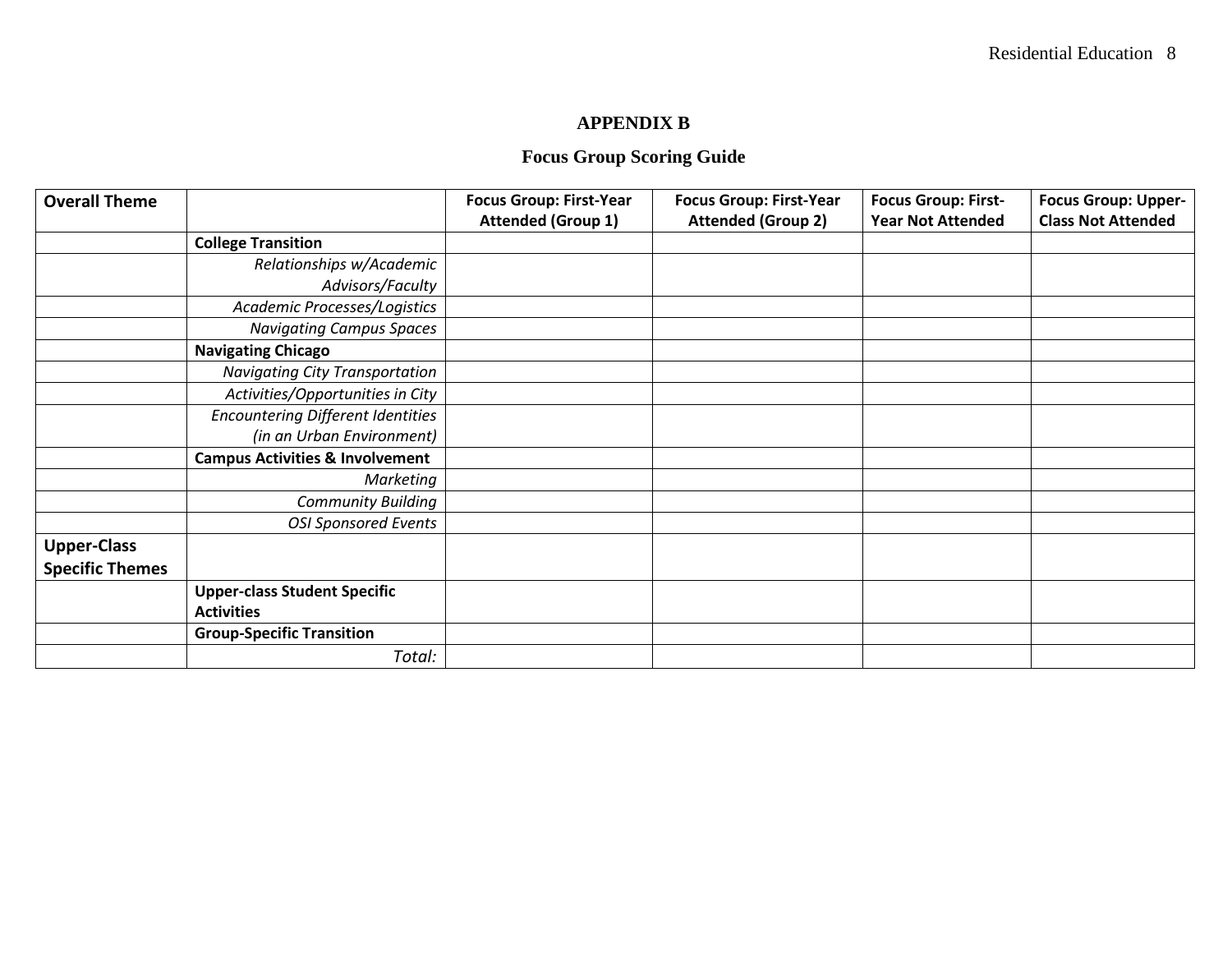## APPENDIX B

## Focus Group Scoring Guide

| **Overall Theme** | | **Focus Group: First-Year Attended (Group 1)** | **Focus Group: First-Year Attended (Group 2)** | **Focus Group: First-Year Not Attended** | **Focus Group: Upper-Class Not Attended** |
|---|---|---|---|---|---|
| | **College Transition** | | | | |
| | *Relationships w/Academic Advisors/Faculty* | | | | |
| | *Academic Processes/Logistics* | | | | |
| | *Navigating Campus Spaces* | | | | |
| | **Navigating Chicago** | | | | |
| | *Navigating City Transportation* | | | | |
| | *Activities/Opportunities in City* | | | | |
| | *Encountering Different Identities (in an Urban Environment)* | | | | |
| | **Campus Activities & Involvement** | | | | |
| | *Marketing* | | | | |
| | *Community Building* | | | | |
| | *OSI Sponsored Events* | | | | |
| **Upper-Class Specific Themes** | | | | | |
| | **Upper-class Student Specific Activities** | | | | |
| | **Group-Specific Transition** | | | | |
| | *Total:* | | | | |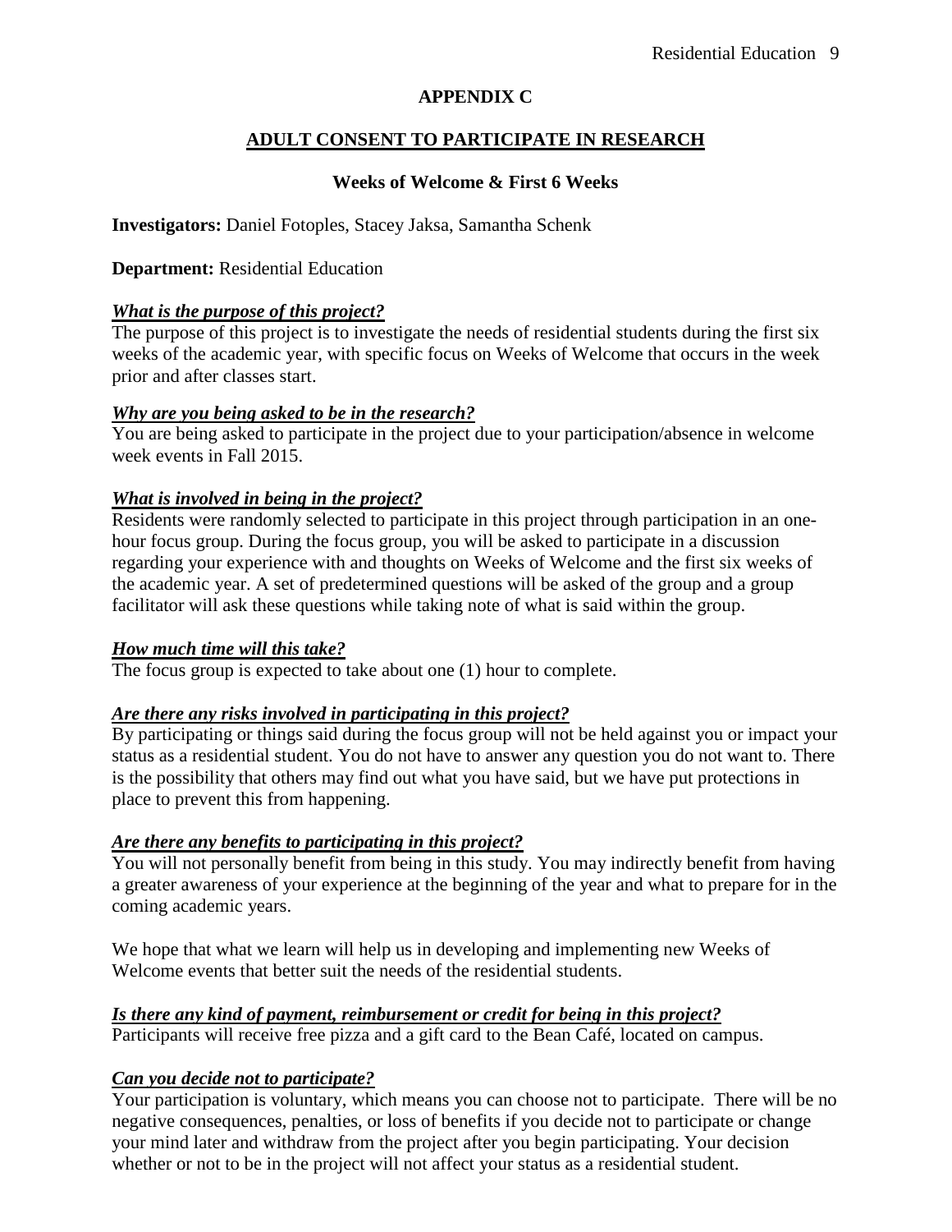## APPENDIX C

## ADULT CONSENT TO PARTICIPATE IN RESEARCH

### Weeks of Welcome & First 6 Weeks

**Investigators:** Daniel Fotoples, Stacey Jaksa, Samantha Schenk

**Department:** Residential Education

***What is the purpose of this project?***

The purpose of this project is to investigate the needs of residential students during the first six weeks of the academic year, with specific focus on Weeks of Welcome that occurs in the week prior and after classes start.

***Why are you being asked to be in the research?***

You are being asked to participate in the project due to your participation/absence in welcome week events in Fall 2015.

***What is involved in being in the project?***

Residents were randomly selected to participate in this project through participation in an one-hour focus group. During the focus group, you will be asked to participate in a discussion regarding your experience with and thoughts on Weeks of Welcome and the first six weeks of the academic year. A set of predetermined questions will be asked of the group and a group facilitator will ask these questions while taking note of what is said within the group.

***How much time will this take?***

The focus group is expected to take about one (1) hour to complete.

***Are there any risks involved in participating in this project?***

By participating or things said during the focus group will not be held against you or impact your status as a residential student. You do not have to answer any question you do not want to. There is the possibility that others may find out what you have said, but we have put protections in place to prevent this from happening.

***Are there any benefits to participating in this project?***

You will not personally benefit from being in this study. You may indirectly benefit from having a greater awareness of your experience at the beginning of the year and what to prepare for in the coming academic years.

We hope that what we learn will help us in developing and implementing new Weeks of Welcome events that better suit the needs of the residential students.

***Is there any kind of payment, reimbursement or credit for being in this project?***

Participants will receive free pizza and a gift card to the Bean Café, located on campus.

***Can you decide not to participate?***

Your participation is voluntary, which means you can choose not to participate. There will be no negative consequences, penalties, or loss of benefits if you decide not to participate or change your mind later and withdraw from the project after you begin participating. Your decision whether or not to be in the project will not affect your status as a residential student.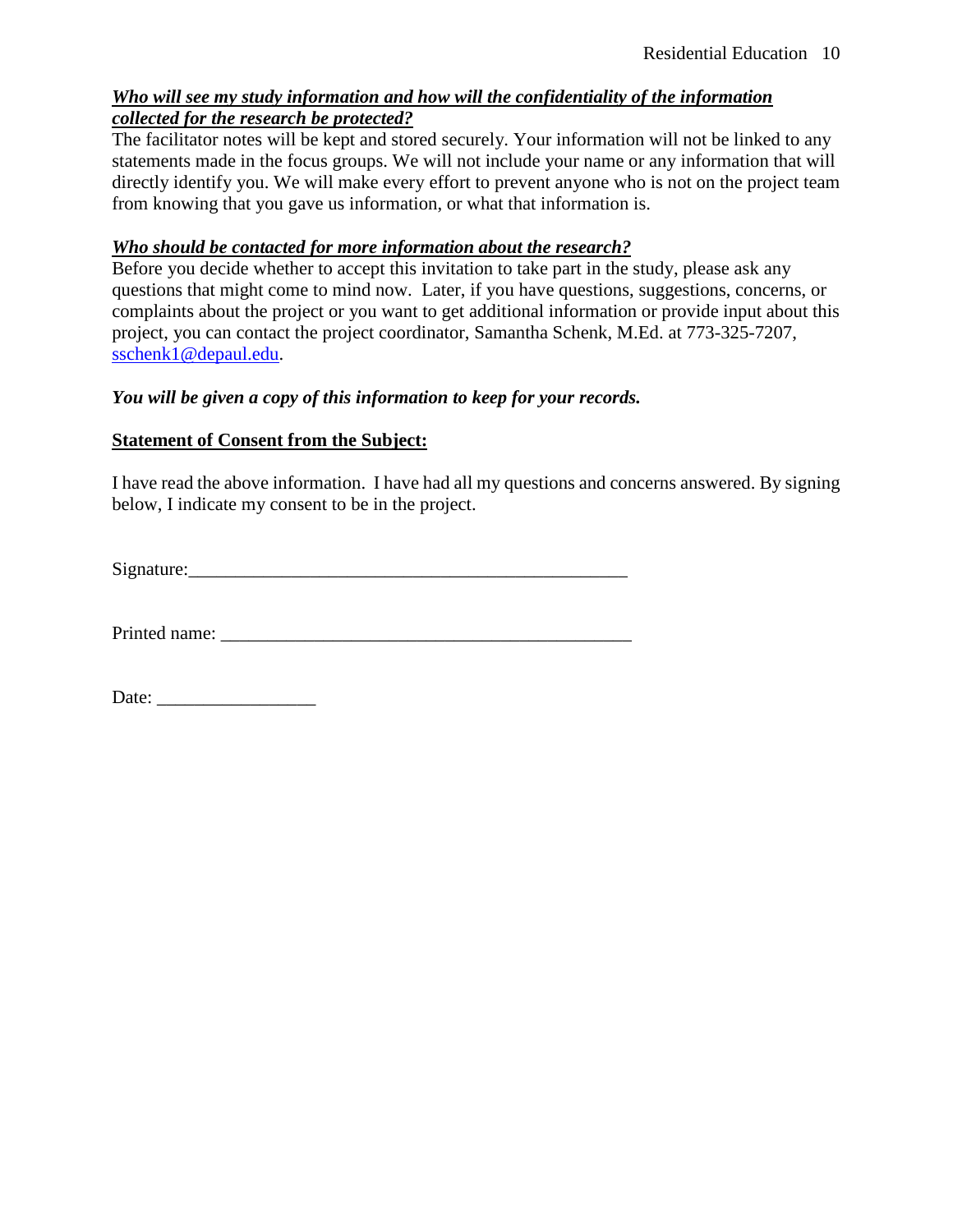***Who will see my study information and how will the confidentiality of the information collected for the research be protected?***

The facilitator notes will be kept and stored securely. Your information will not be linked to any statements made in the focus groups. We will not include your name or any information that will directly identify you. We will make every effort to prevent anyone who is not on the project team from knowing that you gave us information, or what that information is.

***Who should be contacted for more information about the research?***

Before you decide whether to accept this invitation to take part in the study, please ask any questions that might come to mind now. Later, if you have questions, suggestions, concerns, or complaints about the project or you want to get additional information or provide input about this project, you can contact the project coordinator, Samantha Schenk, M.Ed. at 773-325-7207, sschenk1@depaul.edu.

***You will be given a copy of this information to keep for your records.***

**Statement of Consent from the Subject:**

I have read the above information. I have had all my questions and concerns answered. By signing below, I indicate my consent to be in the project.

Signature:_______________________________________________

Printed name: ____________________________________________

Date: _________________